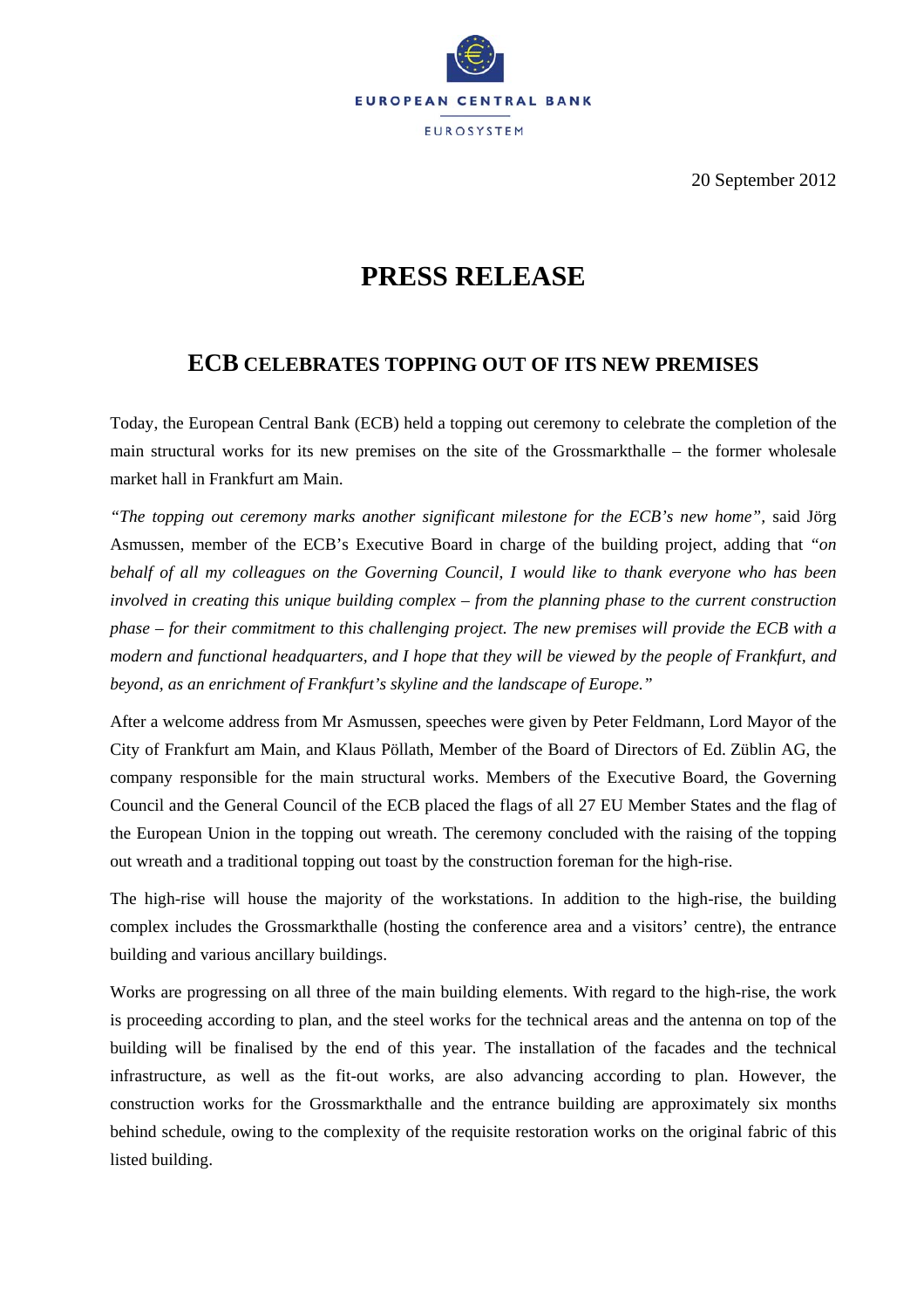EUROPEAN CENTRAL BANK

EUROSYSTEM

20 September 2012

# PRESS RELEASE

## ECB CELEBRATES TOPPING OUT OF ITS NEW PREMISES

Today, the European Central Bank (ECB) held a topping out ceremony to celebrate the completion of the main structural works for its new premises on the site of the Grossmarkthalle – the former wholesale market hall in Frankfurt am Main.

*"The topping out ceremony marks another significant milestone for the ECB's new home"*, said Jörg Asmussen, member of the ECB's Executive Board in charge of the building project, adding that *"on behalf of all my colleagues on the Governing Council, I would like to thank everyone who has been involved in creating this unique building complex – from the planning phase to the current construction phase – for their commitment to this challenging project. The new premises will provide the ECB with a modern and functional headquarters, and I hope that they will be viewed by the people of Frankfurt, and beyond, as an enrichment of Frankfurt's skyline and the landscape of Europe."*

After a welcome address from Mr Asmussen, speeches were given by Peter Feldmann, Lord Mayor of the City of Frankfurt am Main, and Klaus Pöllath, Member of the Board of Directors of Ed. Züblin AG, the company responsible for the main structural works. Members of the Executive Board, the Governing Council and the General Council of the ECB placed the flags of all 27 EU Member States and the flag of the European Union in the topping out wreath. The ceremony concluded with the raising of the topping out wreath and a traditional topping out toast by the construction foreman for the high-rise.

The high-rise will house the majority of the workstations. In addition to the high-rise, the building complex includes the Grossmarkthalle (hosting the conference area and a visitors' centre), the entrance building and various ancillary buildings.

Works are progressing on all three of the main building elements. With regard to the high-rise, the work is proceeding according to plan, and the steel works for the technical areas and the antenna on top of the building will be finalised by the end of this year. The installation of the facades and the technical infrastructure, as well as the fit-out works, are also advancing according to plan. However, the construction works for the Grossmarkthalle and the entrance building are approximately six months behind schedule, owing to the complexity of the requisite restoration works on the original fabric of this listed building.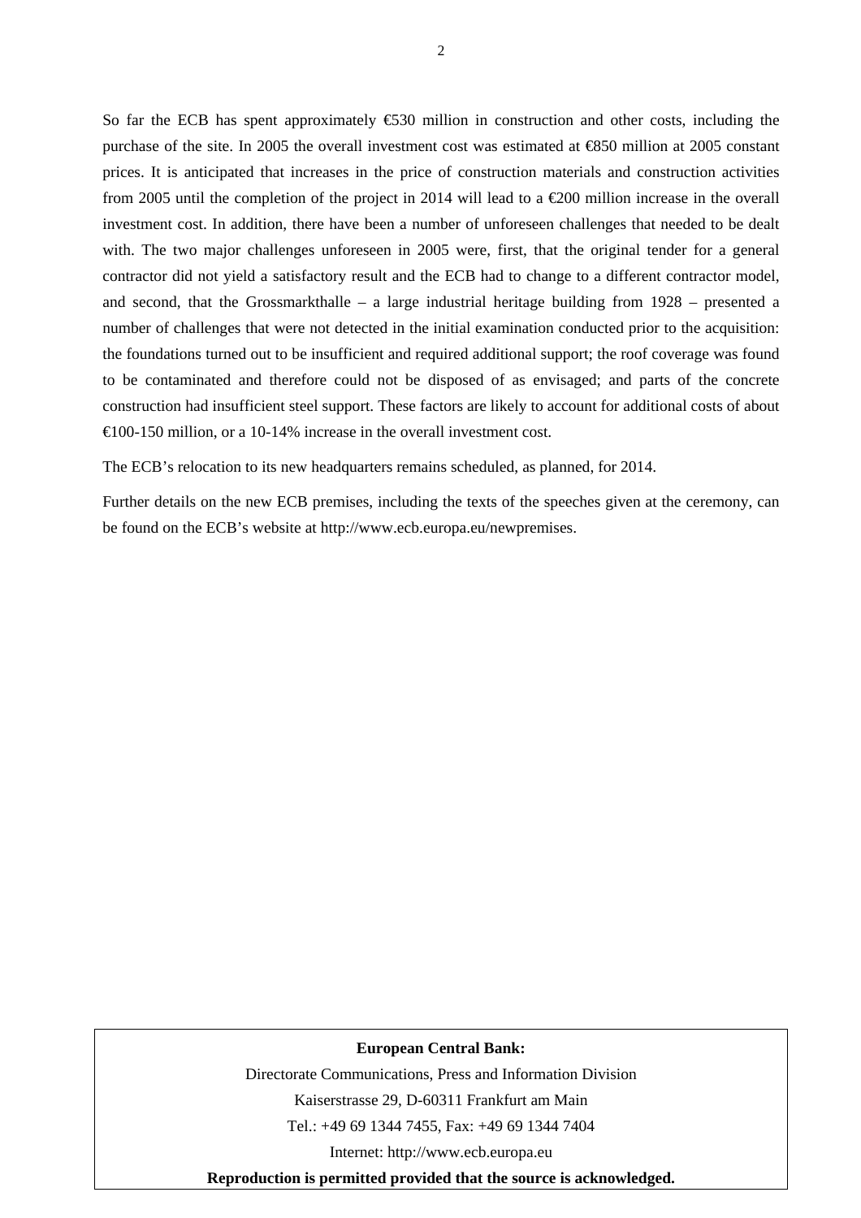So far the ECB has spent approximately €530 million in construction and other costs, including the purchase of the site. In 2005 the overall investment cost was estimated at €850 million at 2005 constant prices. It is anticipated that increases in the price of construction materials and construction activities from 2005 until the completion of the project in 2014 will lead to a €200 million increase in the overall investment cost. In addition, there have been a number of unforeseen challenges that needed to be dealt with. The two major challenges unforeseen in 2005 were, first, that the original tender for a general contractor did not yield a satisfactory result and the ECB had to change to a different contractor model, and second, that the Grossmarkthalle – a large industrial heritage building from 1928 – presented a number of challenges that were not detected in the initial examination conducted prior to the acquisition: the foundations turned out to be insufficient and required additional support; the roof coverage was found to be contaminated and therefore could not be disposed of as envisaged; and parts of the concrete construction had insufficient steel support. These factors are likely to account for additional costs of about €100-150 million, or a 10-14% increase in the overall investment cost.

The ECB's relocation to its new headquarters remains scheduled, as planned, for 2014.

Further details on the new ECB premises, including the texts of the speeches given at the ceremony, can be found on the ECB's website at http://www.ecb.europa.eu/newpremises.

**European Central Bank:**

Directorate Communications, Press and Information Division

Kaiserstrasse 29, D-60311 Frankfurt am Main

Tel.: +49 69 1344 7455, Fax: +49 69 1344 7404

Internet: http://www.ecb.europa.eu

**Reproduction is permitted provided that the source is acknowledged.**